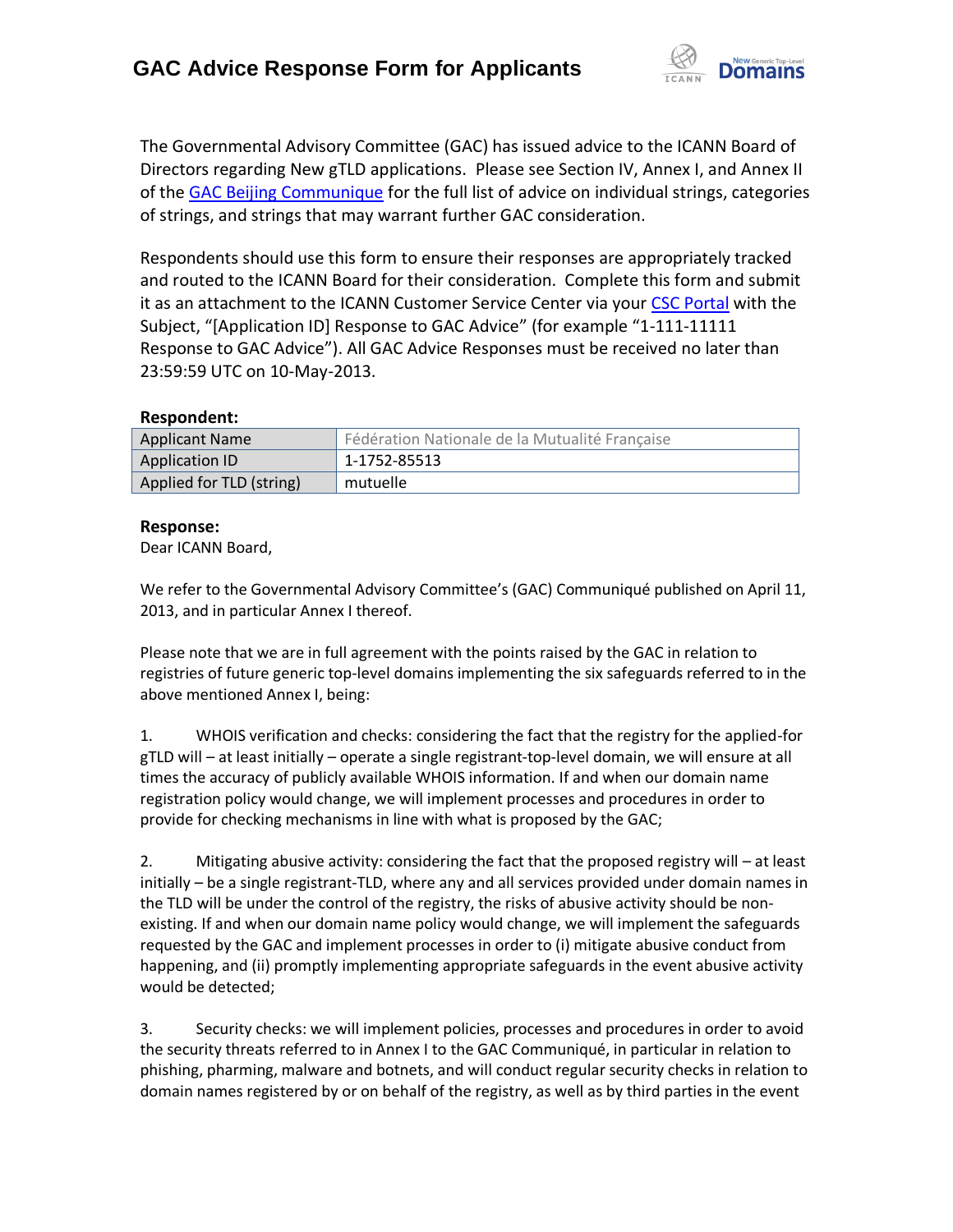# GAC Advice Response Form for Applicants

The Governmental Advisory Committee (GAC) has issued advice to the ICANN Board of Directors regarding New gTLD applications. Please see Section IV, Annex I, and Annex II of the GAC Beijing Communique for the full list of advice on individual strings, categories of strings, and strings that may warrant further GAC consideration.

Respondents should use this form to ensure their responses are appropriately tracked and routed to the ICANN Board for their consideration. Complete this form and submit it as an attachment to the ICANN Customer Service Center via your CSC Portal with the Subject, "[Application ID] Response to GAC Advice" (for example "1-111-11111 Response to GAC Advice"). All GAC Advice Responses must be received no later than 23:59:59 UTC on 10-May-2013.

**Respondent:**

| | |
|---|---|
| Applicant Name | Fédération Nationale de la Mutualité Française |
| Application ID | 1-1752-85513 |
| Applied for TLD (string) | mutuelle |

**Response:**

Dear ICANN Board,

We refer to the Governmental Advisory Committee's (GAC) Communiqué published on April 11, 2013, and in particular Annex I thereof.

Please note that we are in full agreement with the points raised by the GAC in relation to registries of future generic top-level domains implementing the six safeguards referred to in the above mentioned Annex I, being:

1. WHOIS verification and checks: considering the fact that the registry for the applied-for gTLD will – at least initially – operate a single registrant-top-level domain, we will ensure at all times the accuracy of publicly available WHOIS information. If and when our domain name registration policy would change, we will implement processes and procedures in order to provide for checking mechanisms in line with what is proposed by the GAC;

2. Mitigating abusive activity: considering the fact that the proposed registry will – at least initially – be a single registrant-TLD, where any and all services provided under domain names in the TLD will be under the control of the registry, the risks of abusive activity should be non-existing. If and when our domain name policy would change, we will implement the safeguards requested by the GAC and implement processes in order to (i) mitigate abusive conduct from happening, and (ii) promptly implementing appropriate safeguards in the event abusive activity would be detected;

3. Security checks: we will implement policies, processes and procedures in order to avoid the security threats referred to in Annex I to the GAC Communiqué, in particular in relation to phishing, pharming, malware and botnets, and will conduct regular security checks in relation to domain names registered by or on behalf of the registry, as well as by third parties in the event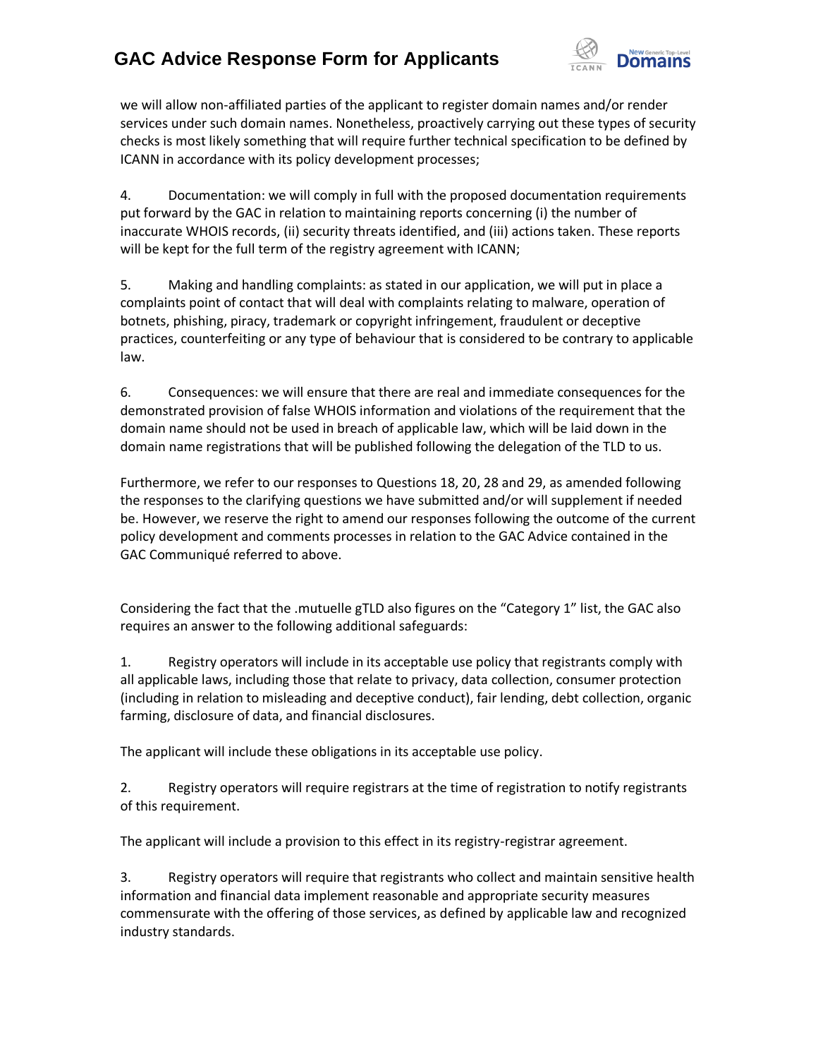we will allow non-affiliated parties of the applicant to register domain names and/or render services under such domain names. Nonetheless, proactively carrying out these types of security checks is most likely something that will require further technical specification to be defined by ICANN in accordance with its policy development processes;

4. Documentation: we will comply in full with the proposed documentation requirements put forward by the GAC in relation to maintaining reports concerning (i) the number of inaccurate WHOIS records, (ii) security threats identified, and (iii) actions taken. These reports will be kept for the full term of the registry agreement with ICANN;

5. Making and handling complaints: as stated in our application, we will put in place a complaints point of contact that will deal with complaints relating to malware, operation of botnets, phishing, piracy, trademark or copyright infringement, fraudulent or deceptive practices, counterfeiting or any type of behaviour that is considered to be contrary to applicable law.

6. Consequences: we will ensure that there are real and immediate consequences for the demonstrated provision of false WHOIS information and violations of the requirement that the domain name should not be used in breach of applicable law, which will be laid down in the domain name registrations that will be published following the delegation of the TLD to us.

Furthermore, we refer to our responses to Questions 18, 20, 28 and 29, as amended following the responses to the clarifying questions we have submitted and/or will supplement if needed be. However, we reserve the right to amend our responses following the outcome of the current policy development and comments processes in relation to the GAC Advice contained in the GAC Communiqué referred to above.

Considering the fact that the .mutuelle gTLD also figures on the "Category 1" list, the GAC also requires an answer to the following additional safeguards:

1. Registry operators will include in its acceptable use policy that registrants comply with all applicable laws, including those that relate to privacy, data collection, consumer protection (including in relation to misleading and deceptive conduct), fair lending, debt collection, organic farming, disclosure of data, and financial disclosures.

The applicant will include these obligations in its acceptable use policy.

2. Registry operators will require registrars at the time of registration to notify registrants of this requirement.

The applicant will include a provision to this effect in its registry-registrar agreement.

3. Registry operators will require that registrants who collect and maintain sensitive health information and financial data implement reasonable and appropriate security measures commensurate with the offering of those services, as defined by applicable law and recognized industry standards.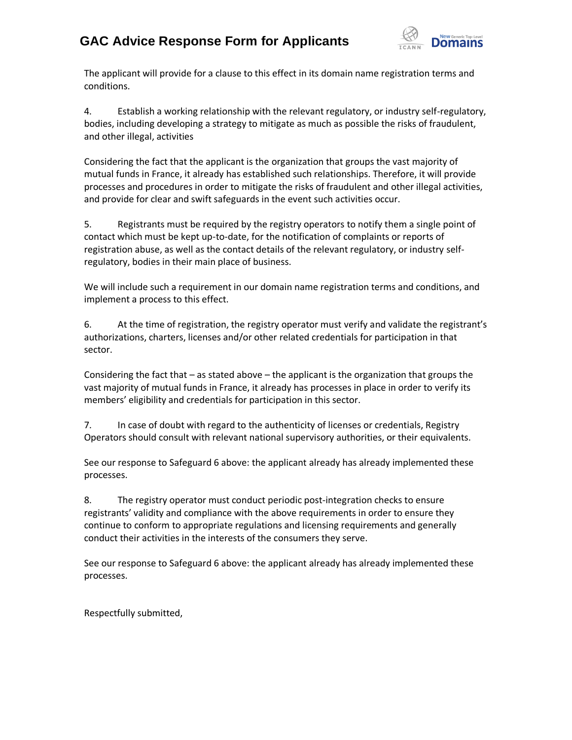The applicant will provide for a clause to this effect in its domain name registration terms and conditions.

4. Establish a working relationship with the relevant regulatory, or industry self-regulatory, bodies, including developing a strategy to mitigate as much as possible the risks of fraudulent, and other illegal, activities

Considering the fact that the applicant is the organization that groups the vast majority of mutual funds in France, it already has established such relationships. Therefore, it will provide processes and procedures in order to mitigate the risks of fraudulent and other illegal activities, and provide for clear and swift safeguards in the event such activities occur.

5. Registrants must be required by the registry operators to notify them a single point of contact which must be kept up-to-date, for the notification of complaints or reports of registration abuse, as well as the contact details of the relevant regulatory, or industry self-regulatory, bodies in their main place of business.

We will include such a requirement in our domain name registration terms and conditions, and implement a process to this effect.

6. At the time of registration, the registry operator must verify and validate the registrant's authorizations, charters, licenses and/or other related credentials for participation in that sector.

Considering the fact that – as stated above – the applicant is the organization that groups the vast majority of mutual funds in France, it already has processes in place in order to verify its members' eligibility and credentials for participation in this sector.

7. In case of doubt with regard to the authenticity of licenses or credentials, Registry Operators should consult with relevant national supervisory authorities, or their equivalents.

See our response to Safeguard 6 above: the applicant already has already implemented these processes.

8. The registry operator must conduct periodic post-integration checks to ensure registrants' validity and compliance with the above requirements in order to ensure they continue to conform to appropriate regulations and licensing requirements and generally conduct their activities in the interests of the consumers they serve.

See our response to Safeguard 6 above: the applicant already has already implemented these processes.

Respectfully submitted,